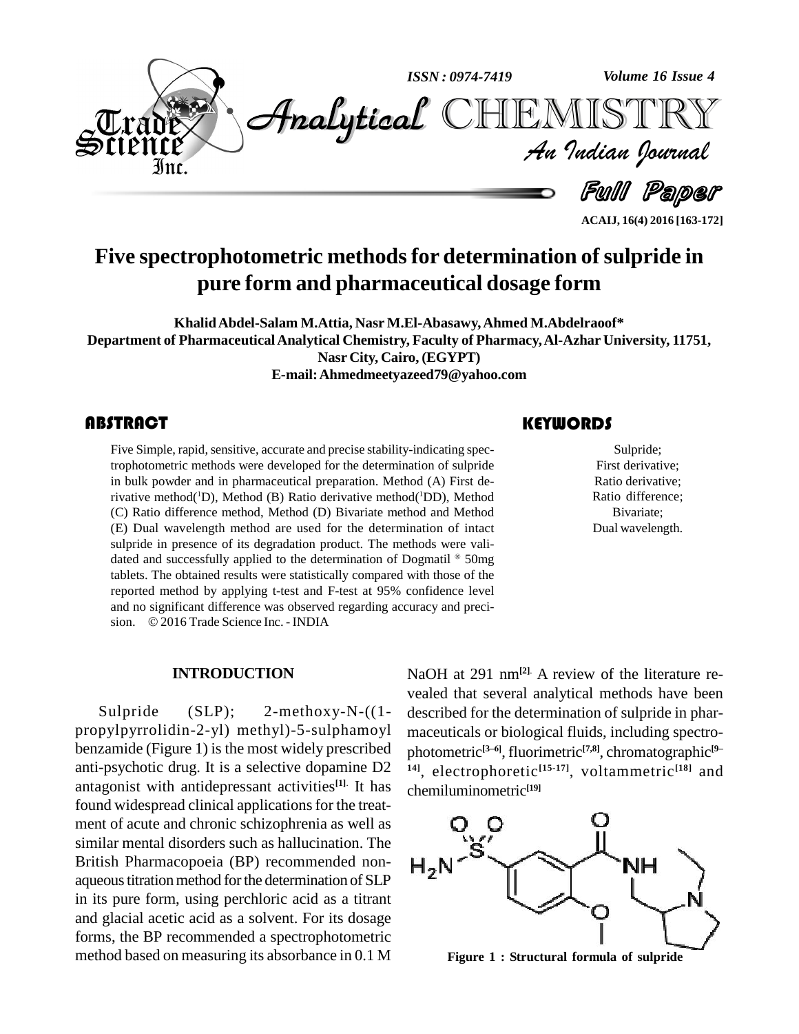# Five spectrophotometric methods for determination of sulpride in pure form and pharmaceutical dosage form

**Khalid Abdel-Salam M.Attia, Nasr M.El-Abasawy, Ahmed M.Abdelraoof***

**Department of Pharmaceutical Analytical Chemistry, Faculty of Pharmacy, Al-Azhar University, 11751, Nasr City, Cairo, (EGYPT)**

**E-mail: Ahmedmeetyazeed79@yahoo.com**

## ABSTRACT

Five Simple, rapid, sensitive, accurate and precise stability-indicating spectrophotometric methods were developed for the determination of sulpride in bulk powder and in pharmaceutical preparation. Method (A) First derivative method($^1$D), Method (B) Ratio derivative method($^1$DD), Method (C) Ratio difference method, Method (D) Bivariate method and Method (E) Dual wavelength method are used for the determination of intact sulpride in presence of its degradation product. The methods were validated and successfully applied to the determination of Dogmatil ® 50mg tablets. The obtained results were statistically compared with those of the reported method by applying t-test and F-test at 95% confidence level and no significant difference was observed regarding accuracy and precision. © 2016 Trade Science Inc. - INDIA

## KEYWORDS

Sulpride;
First derivative;
Ratio derivative;
Ratio difference;
Bivariate;
Dual wavelength.

## INTRODUCTION

Sulpride (SLP); 2-methoxy-N-((1-propylpyrrolidin-2-yl) methyl)-5-sulphamoyl benzamide (Figure 1) is the most widely prescribed anti-psychotic drug. It is a selective dopamine D2 antagonist with antidepressant activities[1]. It has found widespread clinical applications for the treatment of acute and chronic schizophrenia as well as similar mental disorders such as hallucination. The British Pharmacopoeia (BP) recommended non-aqueous titration method for the determination of SLP in its pure form, using perchloric acid as a titrant and glacial acetic acid as a solvent. For its dosage forms, the BP recommended a spectrophotometric method based on measuring its absorbance in 0.1 M NaOH at 291 nm[2]. A review of the literature revealed that several analytical methods have been described for the determination of sulpride in pharmaceuticals or biological fluids, including spectrophotometric[3–6], fluorimetric[7,8], chromatographic[9–14], electrophoretic[15-17], voltammetric[18] and chemiluminometric[19]

Figure 1 : Structural formula of sulpride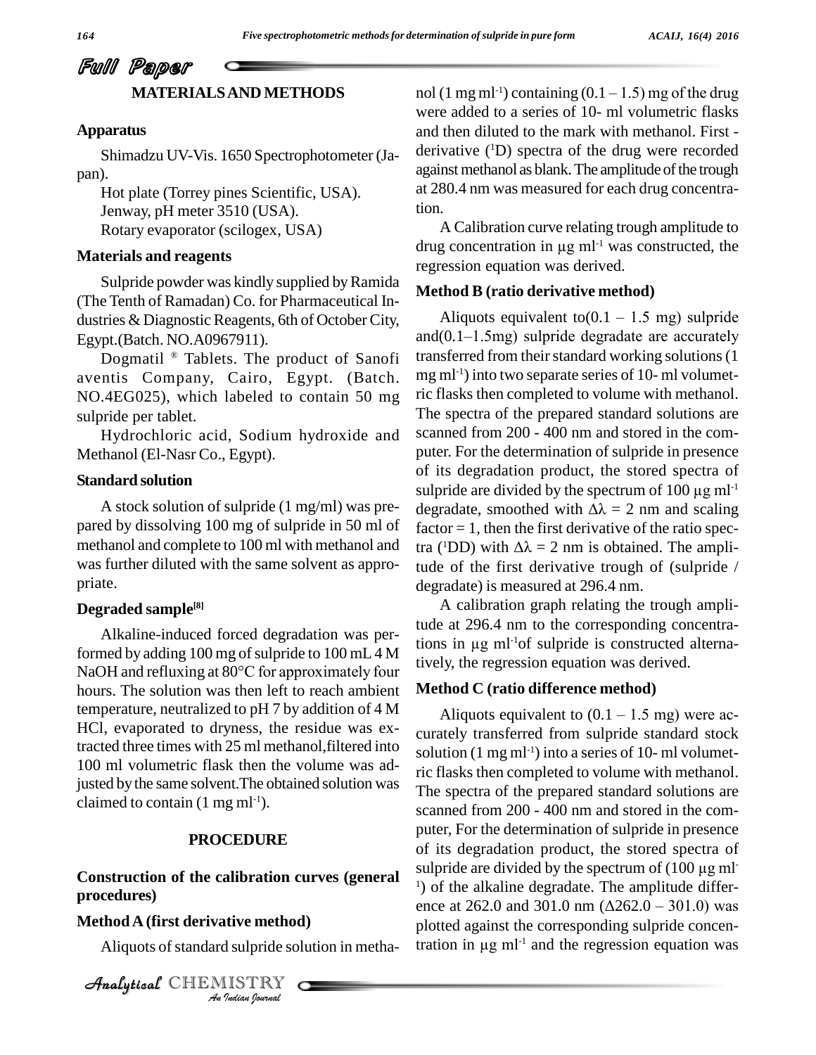## MATERIALS AND METHODS

### Apparatus

Shimadzu UV-Vis. 1650 Spectrophotometer (Japan).

Hot plate (Torrey pines Scientific, USA).

Jenway, pH meter 3510 (USA).

Rotary evaporator (scilogex, USA)

### Materials and reagents

Sulpride powder was kindly supplied by Ramida (The Tenth of Ramadan) Co. for Pharmaceutical Industries & Diagnostic Reagents, 6th of October City, Egypt.(Batch. NO.A0967911).

Dogmatil ® Tablets. The product of Sanofi aventis Company, Cairo, Egypt. (Batch. NO.4EG025), which labeled to contain 50 mg sulpride per tablet.

Hydrochloric acid, Sodium hydroxide and Methanol (El-Nasr Co., Egypt).

### Standard solution

A stock solution of sulpride (1 mg/ml) was prepared by dissolving 100 mg of sulpride in 50 ml of methanol and complete to 100 ml with methanol and was further diluted with the same solvent as appropriate.

### Degraded sample[8]

Alkaline-induced forced degradation was performed by adding 100 mg of sulpride to 100 mL 4 M NaOH and refluxing at 80°C for approximately four hours. The solution was then left to reach ambient temperature, neutralized to pH 7 by addition of 4 M HCl, evaporated to dryness, the residue was extracted three times with 25 ml methanol,filtered into 100 ml volumetric flask then the volume was adjusted by the same solvent.The obtained solution was claimed to contain (1 mg ml$^{-1}$).

## PROCEDURE

### Construction of the calibration curves (general procedures)

### Method A (first derivative method)

Aliquots of standard sulpride solution in methanol (1 mg ml$^{-1}$) containing (0.1 – 1.5) mg of the drug were added to a series of 10- ml volumetric flasks and then diluted to the mark with methanol. First - derivative ($^{1}$D) spectra of the drug were recorded against methanol as blank. The amplitude of the trough at 280.4 nm was measured for each drug concentration.

A Calibration curve relating trough amplitude to drug concentration in µg ml$^{-1}$ was constructed, the regression equation was derived.

### Method B (ratio derivative method)

Aliquots equivalent to(0.1 – 1.5 mg) sulpride and(0.1–1.5mg) sulpride degradate are accurately transferred from their standard working solutions (1 mg ml$^{-1}$) into two separate series of 10- ml volumetric flasks then completed to volume with methanol. The spectra of the prepared standard solutions are scanned from 200 - 400 nm and stored in the computer. For the determination of sulpride in presence of its degradation product, the stored spectra of sulpride are divided by the spectrum of 100 µg ml$^{-1}$ degradate, smoothed with $\Delta\lambda$ = 2 nm and scaling factor = 1, then the first derivative of the ratio spectra ($^{1}$DD) with $\Delta\lambda$ = 2 nm is obtained. The amplitude of the first derivative trough of (sulpride / degradate) is measured at 296.4 nm.

A calibration graph relating the trough amplitude at 296.4 nm to the corresponding concentrations in µg ml$^{-1}$of sulpride is constructed alternatively, the regression equation was derived.

### Method C (ratio difference method)

Aliquots equivalent to (0.1 – 1.5 mg) were accurately transferred from sulpride standard stock solution (1 mg ml$^{-1}$) into a series of 10- ml volumetric flasks then completed to volume with methanol. The spectra of the prepared standard solutions are scanned from 200 - 400 nm and stored in the computer, For the determination of sulpride in presence of its degradation product, the stored spectra of sulpride are divided by the spectrum of (100 µg ml$^{-1}$) of the alkaline degradate. The amplitude difference at 262.0 and 301.0 nm ($\Delta$262.0 – 301.0) was plotted against the corresponding sulpride concentration in µg ml$^{-1}$ and the regression equation was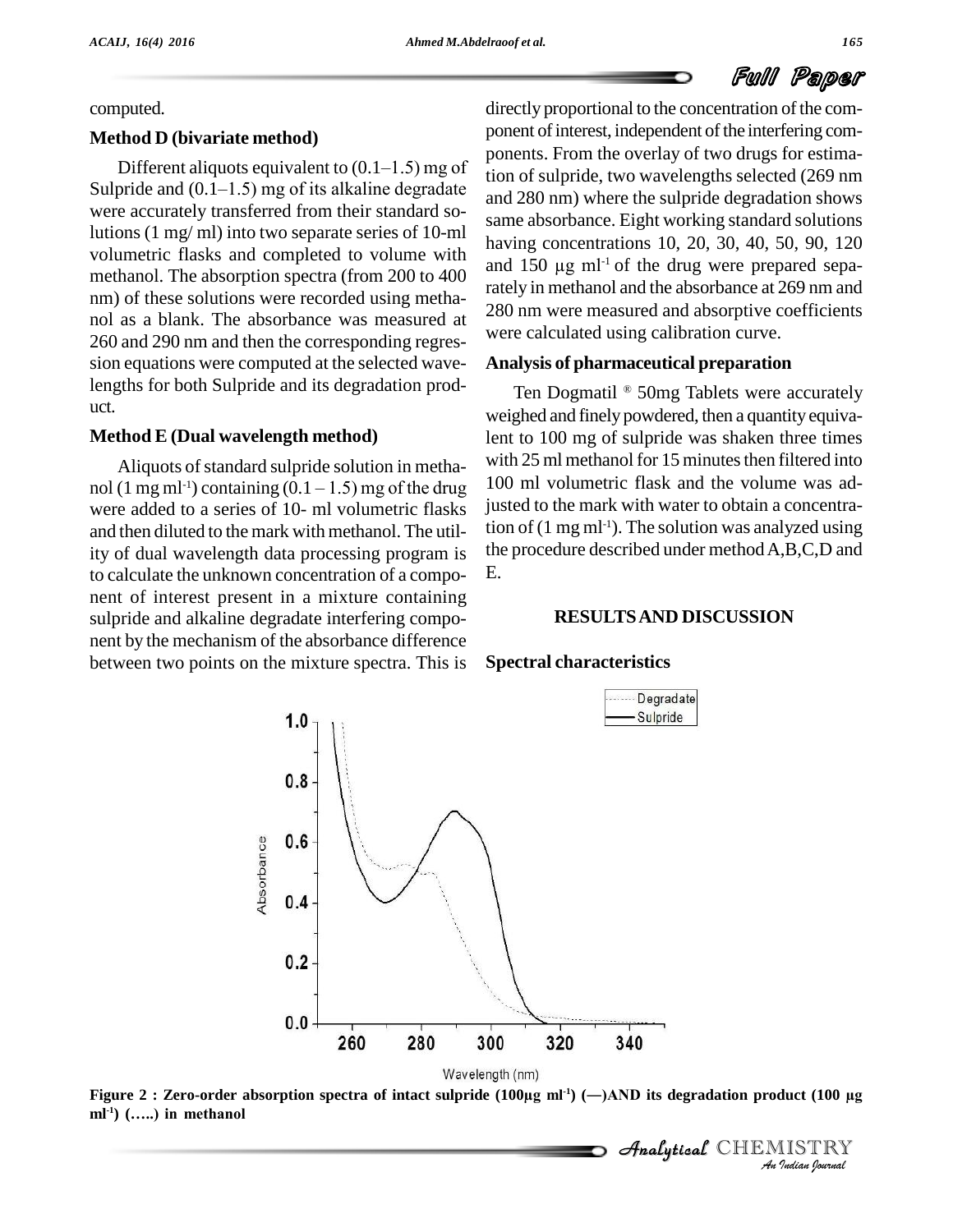computed.

### Method D (bivariate method)

Different aliquots equivalent to (0.1–1.5) mg of Sulpride and (0.1–1.5) mg of its alkaline degradate were accurately transferred from their standard solutions (1 mg/ ml) into two separate series of 10-ml volumetric flasks and completed to volume with methanol. The absorption spectra (from 200 to 400 nm) of these solutions were recorded using methanol as a blank. The absorbance was measured at 260 and 290 nm and then the corresponding regression equations were computed at the selected wavelengths for both Sulpride and its degradation product.

### Method E (Dual wavelength method)

Aliquots of standard sulpride solution in methanol (1 mg ml$^{-1}$) containing (0.1 – 1.5) mg of the drug were added to a series of 10- ml volumetric flasks and then diluted to the mark with methanol. The utility of dual wavelength data processing program is to calculate the unknown concentration of a component of interest present in a mixture containing sulpride and alkaline degradate interfering component by the mechanism of the absorbance difference between two points on the mixture spectra. This is directly proportional to the concentration of the component of interest, independent of the interfering components. From the overlay of two drugs for estimation of sulpride, two wavelengths selected (269 nm and 280 nm) where the sulpride degradation shows same absorbance. Eight working standard solutions having concentrations 10, 20, 30, 40, 50, 90, 120 and 150 μg ml$^{-1}$ of the drug were prepared separately in methanol and the absorbance at 269 nm and 280 nm were measured and absorptive coefficients were calculated using calibration curve.

### Analysis of pharmaceutical preparation

Ten Dogmatil ® 50mg Tablets were accurately weighed and finely powdered, then a quantity equivalent to 100 mg of sulpride was shaken three times with 25 ml methanol for 15 minutes then filtered into 100 ml volumetric flask and the volume was adjusted to the mark with water to obtain a concentration of (1 mg ml$^{-1}$). The solution was analyzed using the procedure described under method A,B,C,D and E.

## RESULTS AND DISCUSSION

### Spectral characteristics

**Figure 2 : Zero-order absorption spectra of intact sulpride (100μg ml$^{-1}$) (—)AND its degradation product (100 μg ml$^{-1}$) (…..) in methanol**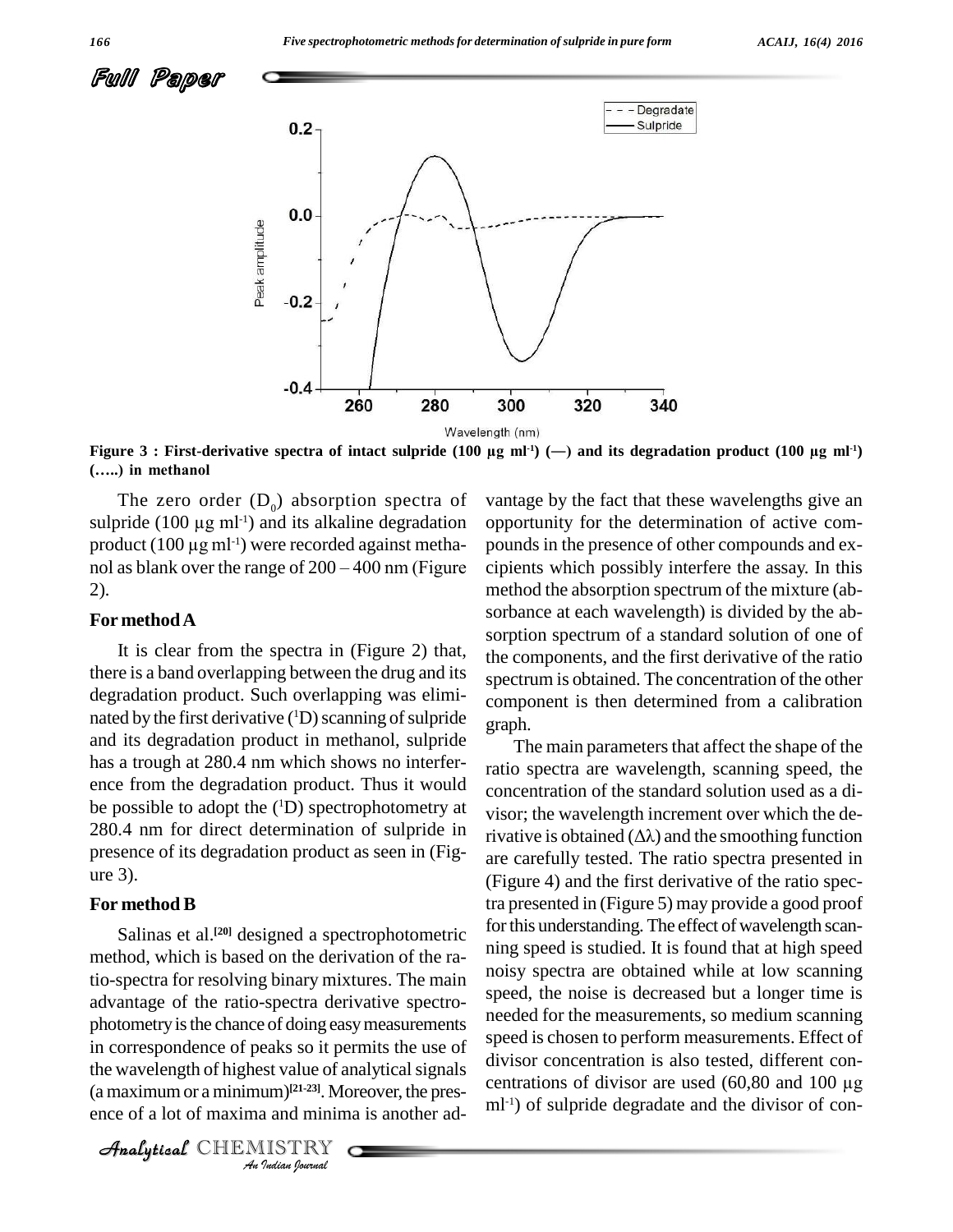Figure 3 : First-derivative spectra of intact sulpride (100 µg ml$^{-1}$) (—) and its degradation product (100 µg ml$^{-1}$) (…..) in methanol

The zero order ($D_0$) absorption spectra of sulpride (100 µg ml$^{-1}$) and its alkaline degradation product (100 µg ml$^{-1}$) were recorded against methanol as blank over the range of 200 – 400 nm (Figure 2).

### For method A

It is clear from the spectra in (Figure 2) that, there is a band overlapping between the drug and its degradation product. Such overlapping was eliminated by the first derivative ($^1$D) scanning of sulpride and its degradation product in methanol, sulpride has a trough at 280.4 nm which shows no interference from the degradation product. Thus it would be possible to adopt the ($^1$D) spectrophotometry at 280.4 nm for direct determination of sulpride in presence of its degradation product as seen in (Figure 3).

### For method B

Salinas et al.[20] designed a spectrophotometric method, which is based on the derivation of the ratio-spectra for resolving binary mixtures. The main advantage of the ratio-spectra derivative spectrophotometry is the chance of doing easy measurements in correspondence of peaks so it permits the use of the wavelength of highest value of analytical signals (a maximum or a minimum)[21-23]. Moreover, the presence of a lot of maxima and minima is another advantage by the fact that these wavelengths give an opportunity for the determination of active compounds in the presence of other compounds and excipients which possibly interfere the assay. In this method the absorption spectrum of the mixture (absorbance at each wavelength) is divided by the absorption spectrum of a standard solution of one of the components, and the first derivative of the ratio spectrum is obtained. The concentration of the other component is then determined from a calibration graph.

The main parameters that affect the shape of the ratio spectra are wavelength, scanning speed, the concentration of the standard solution used as a divisor; the wavelength increment over which the derivative is obtained ($\Delta\lambda$) and the smoothing function are carefully tested. The ratio spectra presented in (Figure 4) and the first derivative of the ratio spectra presented in (Figure 5) may provide a good proof for this understanding. The effect of wavelength scanning speed is studied. It is found that at high speed noisy spectra are obtained while at low scanning speed, the noise is decreased but a longer time is needed for the measurements, so medium scanning speed is chosen to perform measurements. Effect of divisor concentration is also tested, different concentrations of divisor are used (60,80 and 100 µg ml$^{-1}$) of sulpride degradate and the divisor of con-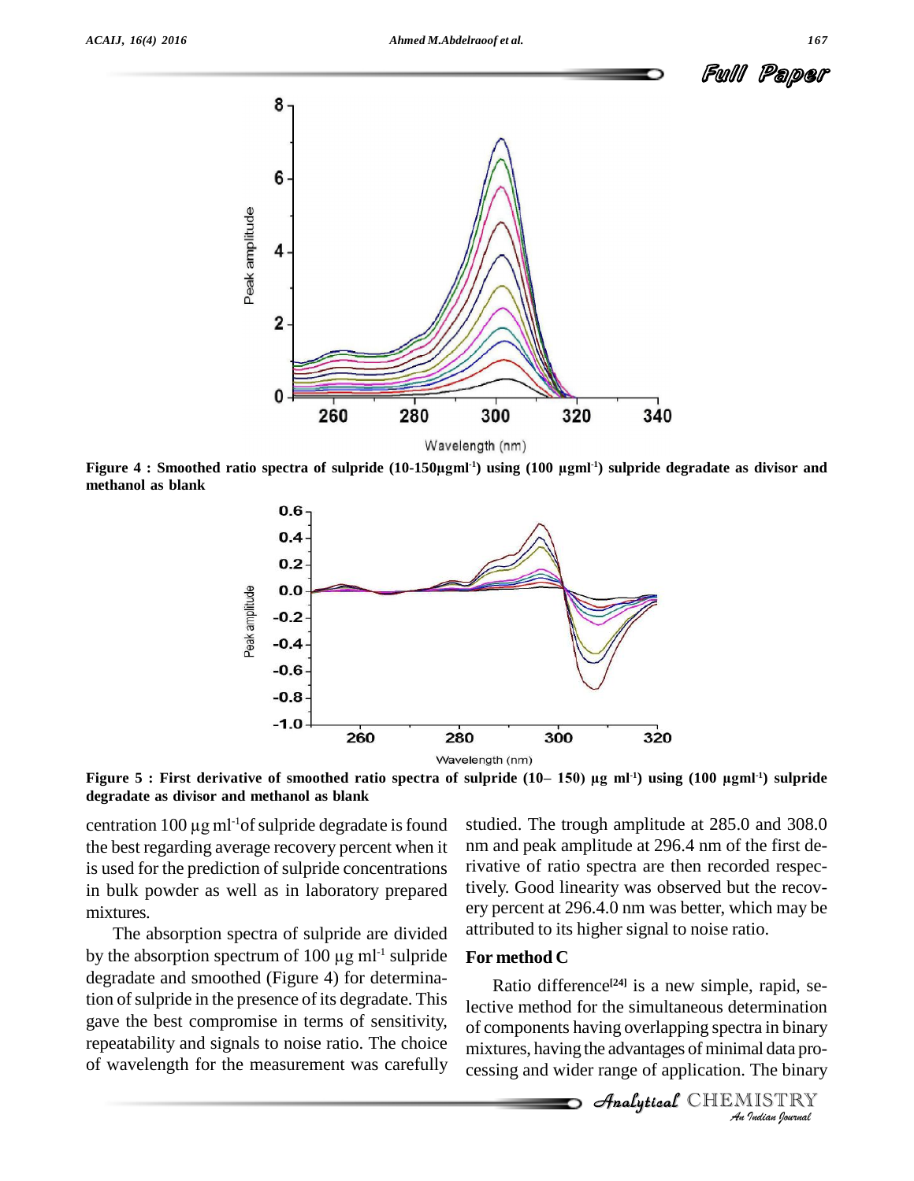Figure 4 : Smoothed ratio spectra of sulpride (10-150μgml$^{-1}$) using (100 μgml$^{-1}$) sulpride degradate as divisor and methanol as blank

Figure 5 : First derivative of smoothed ratio spectra of sulpride (10– 150) μg ml$^{-1}$) using (100 μgml$^{-1}$) sulpride degradate as divisor and methanol as blank

centration 100 μg ml$^{-1}$of sulpride degradate is found the best regarding average recovery percent when it is used for the prediction of sulpride concentrations in bulk powder as well as in laboratory prepared mixtures.

The absorption spectra of sulpride are divided by the absorption spectrum of 100 μg ml$^{-1}$ sulpride degradate and smoothed (Figure 4) for determination of sulpride in the presence of its degradate. This gave the best compromise in terms of sensitivity, repeatability and signals to noise ratio. The choice of wavelength for the measurement was carefully studied. The trough amplitude at 285.0 and 308.0 nm and peak amplitude at 296.4 nm of the first derivative of ratio spectra are then recorded respectively. Good linearity was observed but the recovery percent at 296.4.0 nm was better, which may be attributed to its higher signal to noise ratio.

**For method C**

Ratio difference[24] is a new simple, rapid, selective method for the simultaneous determination of components having overlapping spectra in binary mixtures, having the advantages of minimal data processing and wider range of application. The binary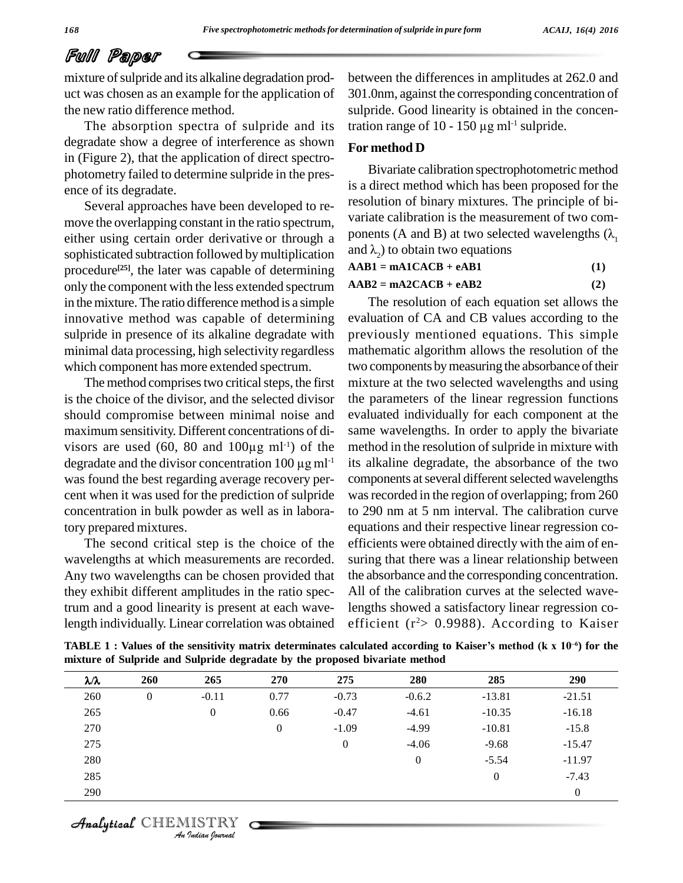mixture of sulpride and its alkaline degradation product was chosen as an example for the application of the new ratio difference method.

The absorption spectra of sulpride and its degradate show a degree of interference as shown in (Figure 2), that the application of direct spectrophotometry failed to determine sulpride in the presence of its degradate.

Several approaches have been developed to remove the overlapping constant in the ratio spectrum, either using certain order derivative or through a sophisticated subtraction followed by multiplication procedure[25], the later was capable of determining only the component with the less extended spectrum in the mixture. The ratio difference method is a simple innovative method was capable of determining sulpride in presence of its alkaline degradate with minimal data processing, high selectivity regardless which component has more extended spectrum.

The method comprises two critical steps, the first is the choice of the divisor, and the selected divisor should compromise between minimal noise and maximum sensitivity. Different concentrations of divisors are used (60, 80 and 100µg ml$^{-1}$) of the degradate and the divisor concentration 100 µg ml$^{-1}$ was found the best regarding average recovery percent when it was used for the prediction of sulpride concentration in bulk powder as well as in laboratory prepared mixtures.

The second critical step is the choice of the wavelengths at which measurements are recorded. Any two wavelengths can be chosen provided that they exhibit different amplitudes in the ratio spectrum and a good linearity is present at each wavelength individually. Linear correlation was obtained between the differences in amplitudes at 262.0 and 301.0nm, against the corresponding concentration of sulpride. Good linearity is obtained in the concentration range of 10 - 150 µg ml$^{-1}$ sulpride.

### For method D

Bivariate calibration spectrophotometric method is a direct method which has been proposed for the resolution of binary mixtures. The principle of bivariate calibration is the measurement of two components (A and B) at two selected wavelengths ($\lambda_1$ and $\lambda_2$) to obtain two equations

**AAB1 = mA1CACB + eAB1** **(1)**

**AAB2 = mA2CACB + eAB2** **(2)**

The resolution of each equation set allows the evaluation of CA and CB values according to the previously mentioned equations. This simple mathematic algorithm allows the resolution of the two components by measuring the absorbance of their mixture at the two selected wavelengths and using the parameters of the linear regression functions evaluated individually for each component at the same wavelengths. In order to apply the bivariate method in the resolution of sulpride in mixture with its alkaline degradate, the absorbance of the two components at several different selected wavelengths was recorded in the region of overlapping; from 260 to 290 nm at 5 nm interval. The calibration curve equations and their respective linear regression coefficients were obtained directly with the aim of ensuring that there was a linear relationship between the absorbance and the corresponding concentration. All of the calibration curves at the selected wavelengths showed a satisfactory linear regression coefficient ($r^2$> 0.9988). According to Kaiser

**TABLE 1 : Values of the sensitivity matrix determinates calculated according to Kaiser's method (k x 10$^{-6}$) for the mixture of Sulpride and Sulpride degradate by the proposed bivariate method**

| λ/λ | 260 | 265 | 270 | 275 | 280 | 285 | 290 |
|---|---|---|---|---|---|---|---|
| 260 | 0 | -0.11 | 0.77 | -0.73 | -0.6.2 | -13.81 | -21.51 |
| 265 | | 0 | 0.66 | -0.47 | -4.61 | -10.35 | -16.18 |
| 270 | | | 0 | -1.09 | -4.99 | -10.81 | -15.8 |
| 275 | | | | 0 | -4.06 | -9.68 | -15.47 |
| 280 | | | | | 0 | -5.54 | -11.97 |
| 285 | | | | | | 0 | -7.43 |
| 290 | | | | | | | 0 |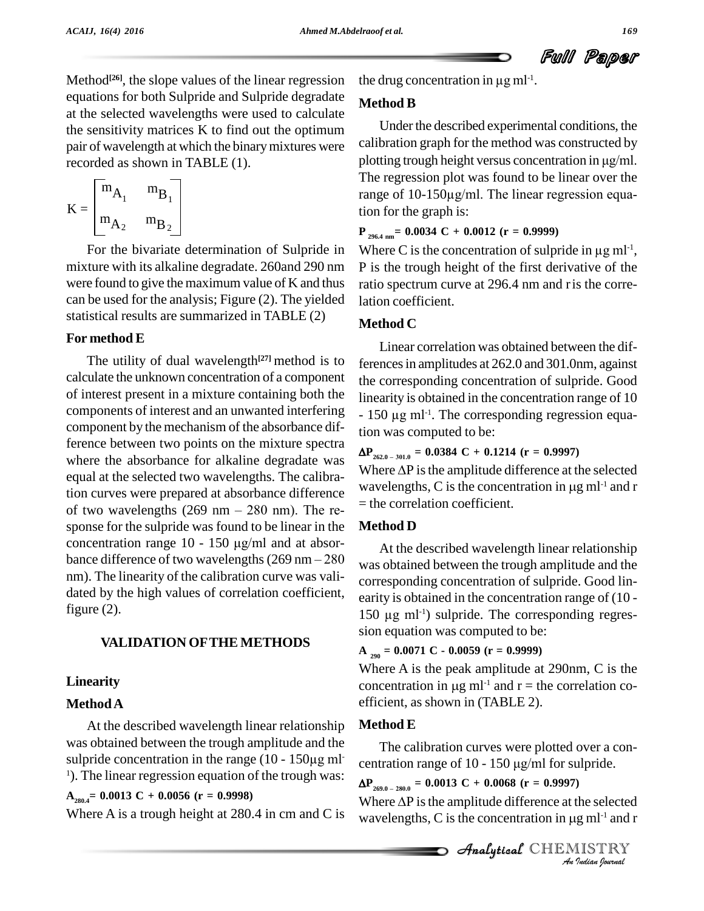Method[26], the slope values of the linear regression equations for both Sulpride and Sulpride degradate at the selected wavelengths were used to calculate the sensitivity matrices K to find out the optimum pair of wavelength at which the binary mixtures were recorded as shown in TABLE (1).

$$K = \begin{bmatrix} m_{A_1} & m_{B_1} \\ m_{A_2} & m_{B_2} \end{bmatrix}$$

For the bivariate determination of Sulpride in mixture with its alkaline degradate. 260and 290 nm were found to give the maximum value of K and thus can be used for the analysis; Figure (2). The yielded statistical results are summarized in TABLE (2)

### For method E

The utility of dual wavelength[27] method is to calculate the unknown concentration of a component of interest present in a mixture containing both the components of interest and an unwanted interfering component by the mechanism of the absorbance difference between two points on the mixture spectra where the absorbance for alkaline degradate was equal at the selected two wavelengths. The calibration curves were prepared at absorbance difference of two wavelengths (269 nm – 280 nm). The response for the sulpride was found to be linear in the concentration range 10 - 150 μg/ml and at absorbance difference of two wavelengths (269 nm – 280 nm). The linearity of the calibration curve was validated by the high values of correlation coefficient, figure (2).

## VALIDATION OF THE METHODS

### Linearity

### Method A

At the described wavelength linear relationship was obtained between the trough amplitude and the sulpride concentration in the range (10 - 150μg $ml^{-1}$). The linear regression equation of the trough was:

$$A_{280.4} = 0.0013\ C + 0.0056\ (r = 0.9998)$$

Where A is a trough height at 280.4 in cm and C is the drug concentration in μg $ml^{-1}$.

### Method B

Under the described experimental conditions, the calibration graph for the method was constructed by plotting trough height versus concentration in μg/ml. The regression plot was found to be linear over the range of 10-150μg/ml. The linear regression equation for the graph is:

$$P_{296.4\ nm} = 0.0034\ C + 0.0012\ (r = 0.9999)$$

Where C is the concentration of sulpride in μg $ml^{-1}$, P is the trough height of the first derivative of the ratio spectrum curve at 296.4 nm and r is the correlation coefficient.

### Method C

Linear correlation was obtained between the differences in amplitudes at 262.0 and 301.0nm, against the corresponding concentration of sulpride. Good linearity is obtained in the concentration range of 10 - 150 μg $ml^{-1}$. The corresponding regression equation was computed to be:

$$\Delta P_{262.0-301.0} = 0.0384\ C + 0.1214\ (r = 0.9997)$$

Where ΔP is the amplitude difference at the selected wavelengths, C is the concentration in μg $ml^{-1}$ and r = the correlation coefficient.

### Method D

At the described wavelength linear relationship was obtained between the trough amplitude and the corresponding concentration of sulpride. Good linearity is obtained in the concentration range of (10 - 150 μg $ml^{-1}$) sulpride. The corresponding regression equation was computed to be:

$$A_{290} = 0.0071\ C - 0.0059\ (r = 0.9999)$$

Where A is the peak amplitude at 290nm, C is the concentration in μg $ml^{-1}$ and r = the correlation coefficient, as shown in (TABLE 2).

### Method E

The calibration curves were plotted over a concentration range of 10 - 150 μg/ml for sulpride.

$$\Delta P_{269.0-280.0} = 0.0013\ C + 0.0068\ (r = 0.9997)$$

Where ΔP is the amplitude difference at the selected wavelengths, C is the concentration in μg $ml^{-1}$ and r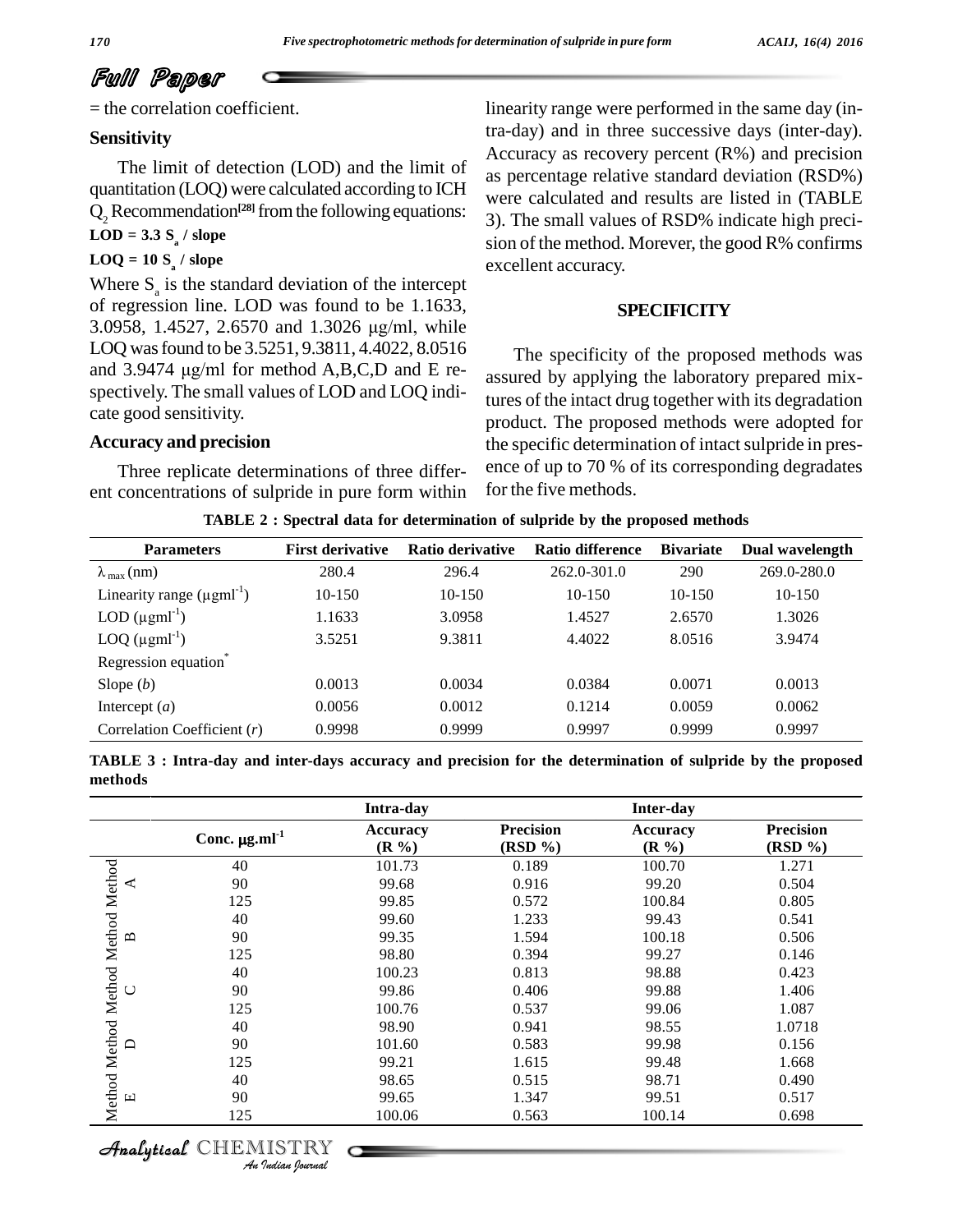= the correlation coefficient.

### Sensitivity

The limit of detection (LOD) and the limit of quantitation (LOQ) were calculated according to ICH $Q_2$ Recommendation[28] from the following equations:

**LOD = 3.3 $S_a$ / slope**

**LOQ = 10 $S_a$ / slope**

Where $S_a$ is the standard deviation of the intercept of regression line. LOD was found to be 1.1633, 3.0958, 1.4527, 2.6570 and 1.3026 μg/ml, while LOQ was found to be 3.5251, 9.3811, 4.4022, 8.0516 and 3.9474 μg/ml for method A,B,C,D and E respectively. The small values of LOD and LOQ indicate good sensitivity.

### Accuracy and precision

Three replicate determinations of three different concentrations of sulpride in pure form within linearity range were performed in the same day (intra-day) and in three successive days (inter-day). Accuracy as recovery percent (R%) and precision as percentage relative standard deviation (RSD%) were calculated and results are listed in (TABLE 3). The small values of RSD% indicate high precision of the method. Morever, the good R% confirms excellent accuracy.

## SPECIFICITY

The specificity of the proposed methods was assured by applying the laboratory prepared mixtures of the intact drug together with its degradation product. The proposed methods were adopted for the specific determination of intact sulpride in presence of up to 70 % of its corresponding degradates for the five methods.

**TABLE 2 : Spectral data for determination of sulpride by the proposed methods**

| Parameters | First derivative | Ratio derivative | Ratio difference | Bivariate | Dual wavelength |
|---|---|---|---|---|---|
| $\lambda_{max}$ (nm) | 280.4 | 296.4 | 262.0-301.0 | 290 | 269.0-280.0 |
| Linearity range ($\mu gml^{-1}$) | 10-150 | 10-150 | 10-150 | 10-150 | 10-150 |
| LOD ($\mu gml^{-1}$) | 1.1633 | 3.0958 | 1.4527 | 2.6570 | 1.3026 |
| LOQ ($\mu gml^{-1}$) | 3.5251 | 9.3811 | 4.4022 | 8.0516 | 3.9474 |
| Regression equation* | | | | | |
| Slope (*b*) | 0.0013 | 0.0034 | 0.0384 | 0.0071 | 0.0013 |
| Intercept (*a*) | 0.0056 | 0.0012 | 0.1214 | 0.0059 | 0.0062 |
| Correlation Coefficient (*r*) | 0.9998 | 0.9999 | 0.9997 | 0.9999 | 0.9997 |

**TABLE 3 : Intra-day and inter-days accuracy and precision for the determination of sulpride by the proposed methods**

| | | Intra-day | | Inter-day | |
|---|---|---|---|---|---|
| | Conc. $\mu g.ml^{-1}$ | Accuracy (R %) | Precision (RSD %) | Accuracy (R %) | Precision (RSD %) |
| Method A | 40 | 101.73 | 0.189 | 100.70 | 1.271 |
| | 90 | 99.68 | 0.916 | 99.20 | 0.504 |
| | 125 | 99.85 | 0.572 | 100.84 | 0.805 |
| Method B | 40 | 99.60 | 1.233 | 99.43 | 0.541 |
| | 90 | 99.35 | 1.594 | 100.18 | 0.506 |
| | 125 | 98.80 | 0.394 | 99.27 | 0.146 |
| Method C | 40 | 100.23 | 0.813 | 98.88 | 0.423 |
| | 90 | 99.86 | 0.406 | 99.88 | 1.406 |
| | 125 | 100.76 | 0.537 | 99.06 | 1.087 |
| Method D | 40 | 98.90 | 0.941 | 98.55 | 1.0718 |
| | 90 | 101.60 | 0.583 | 99.98 | 0.156 |
| | 125 | 99.21 | 1.615 | 99.48 | 1.668 |
| Method E | 40 | 98.65 | 0.515 | 98.71 | 0.490 |
| | 90 | 99.65 | 1.347 | 99.51 | 0.517 |
| | 125 | 100.06 | 0.563 | 100.14 | 0.698 |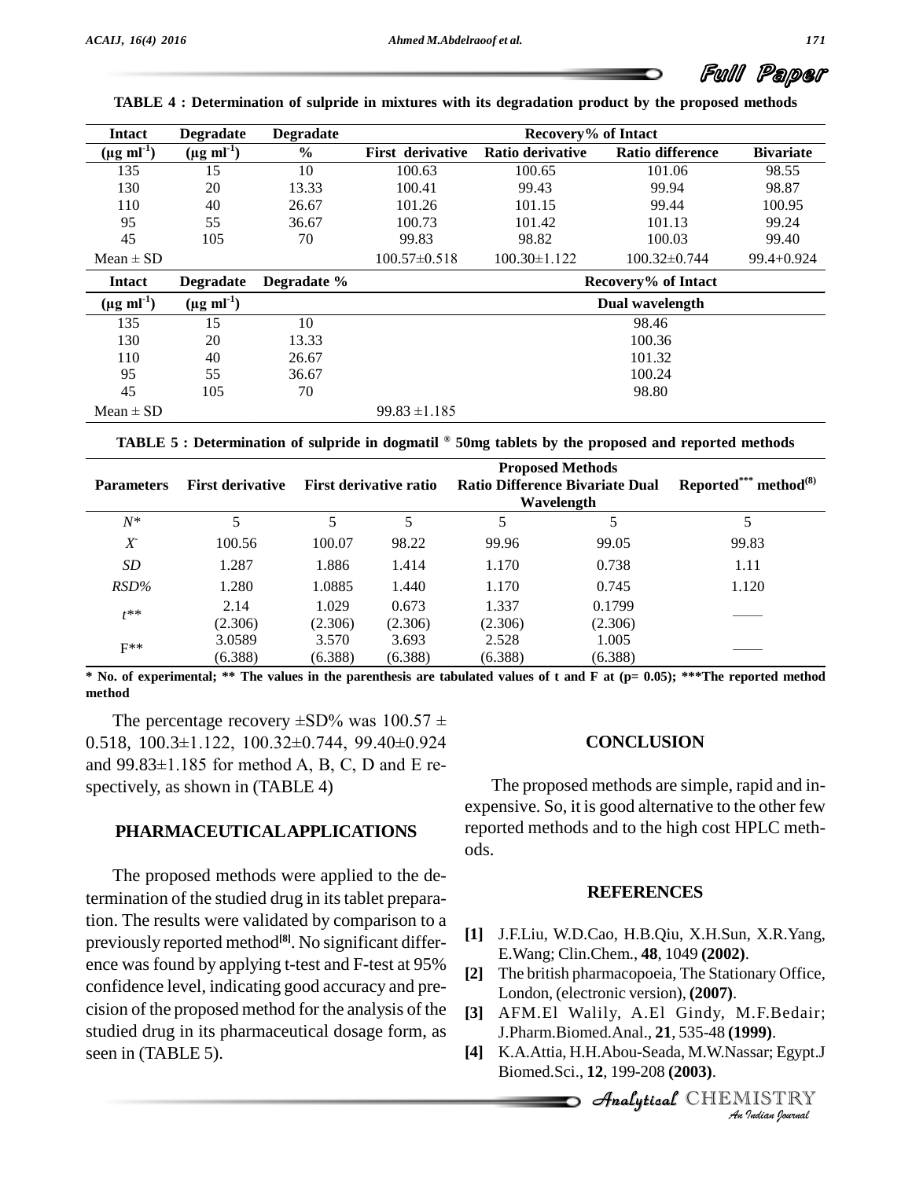**TABLE 4 : Determination of sulpride in mixtures with its degradation product by the proposed methods**

| Intact ($\mu g\ ml^{-1}$) | Degradate ($\mu g\ ml^{-1}$) | Degradate % | Recovery% of Intact | | | |
|---|---|---|---|---|---|---|
| | | | First derivative | Ratio derivative | Ratio difference | Bivariate |
| 135 | 15 | 10 | 100.63 | 100.65 | 101.06 | 98.55 |
| 130 | 20 | 13.33 | 100.41 | 99.43 | 99.94 | 98.87 |
| 110 | 40 | 26.67 | 101.26 | 101.15 | 99.44 | 100.95 |
| 95 | 55 | 36.67 | 100.73 | 101.42 | 101.13 | 99.24 |
| 45 | 105 | 70 | 99.83 | 98.82 | 100.03 | 99.40 |
| Mean ± SD | | | 100.57±0.518 | 100.30±1.122 | 100.32±0.744 | 99.4+0.924 |
| **Intact ($\mu g\ ml^{-1}$)** | **Degradate ($\mu g\ ml^{-1}$)** | **Degradate %** | **Recovery% of Intact** | | | |
| | | | **Dual wavelength** | | | |
| 135 | 15 | 10 | 98.46 | | | |
| 130 | 20 | 13.33 | 100.36 | | | |
| 110 | 40 | 26.67 | 101.32 | | | |
| 95 | 55 | 36.67 | 100.24 | | | |
| 45 | 105 | 70 | 98.80 | | | |
| Mean ± SD | | | 99.83 ±1.185 | | | |

**TABLE 5 : Determination of sulpride in dogmatil ® 50mg tablets by the proposed and reported methods**

| Parameters | Proposed Methods | | | | | Reported*** method[8] |
|---|---|---|---|---|---|---|
| | First derivative | First derivative ratio | Ratio Difference | Bivariate | Dual Wavelength | |
| $N$* | 5 | 5 | 5 | 5 | 5 | 5 |
| $\bar{X}$ | 100.56 | 100.07 | 98.22 | 99.96 | 99.05 | 99.83 |
| $SD$ | 1.287 | 1.886 | 1.414 | 1.170 | 0.738 | 1.11 |
| $RSD\%$ | 1.280 | 1.0885 | 1.440 | 1.170 | 0.745 | 1.120 |
| $t$** | 2.14 (2.306) | 1.029 (2.306) | 0.673 (2.306) | 1.337 (2.306) | 0.1799 (2.306) | —— |
| F** | 3.0589 (6.388) | 3.570 (6.388) | 3.693 (6.388) | 2.528 (6.388) | 1.005 (6.388) | —— |

**\* No. of experimental; \*\* The values in the parenthesis are tabulated values of t and F at (p= 0.05); \*\*\*The reported method method**

The percentage recovery ±SD% was 100.57 ± 0.518, 100.3±1.122, 100.32±0.744, 99.40±0.924 and 99.83±1.185 for method A, B, C, D and E respectively, as shown in (TABLE 4)

## PHARMACEUTICAL APPLICATIONS

The proposed methods were applied to the determination of the studied drug in its tablet preparation. The results were validated by comparison to a previously reported method[8]. No significant difference was found by applying t-test and F-test at 95% confidence level, indicating good accuracy and precision of the proposed method for the analysis of the studied drug in its pharmaceutical dosage form, as seen in (TABLE 5).

## CONCLUSION

The proposed methods are simple, rapid and inexpensive. So, it is good alternative to the other few reported methods and to the high cost HPLC methods.

## REFERENCES

[1] J.F.Liu, W.D.Cao, H.B.Qiu, X.H.Sun, X.R.Yang, E.Wang; Clin.Chem., **48**, 1049 **(2002)**.

[2] The british pharmacopoeia, The Stationary Office, London, (electronic version), **(2007)**.

[3] AFM.El Walily, A.El Gindy, M.F.Bedair; J.Pharm.Biomed.Anal., **21**, 535-48 **(1999)**.

[4] K.A.Attia, H.H.Abou-Seada, M.W.Nassar; Egypt.J Biomed.Sci., **12**, 199-208 **(2003)**.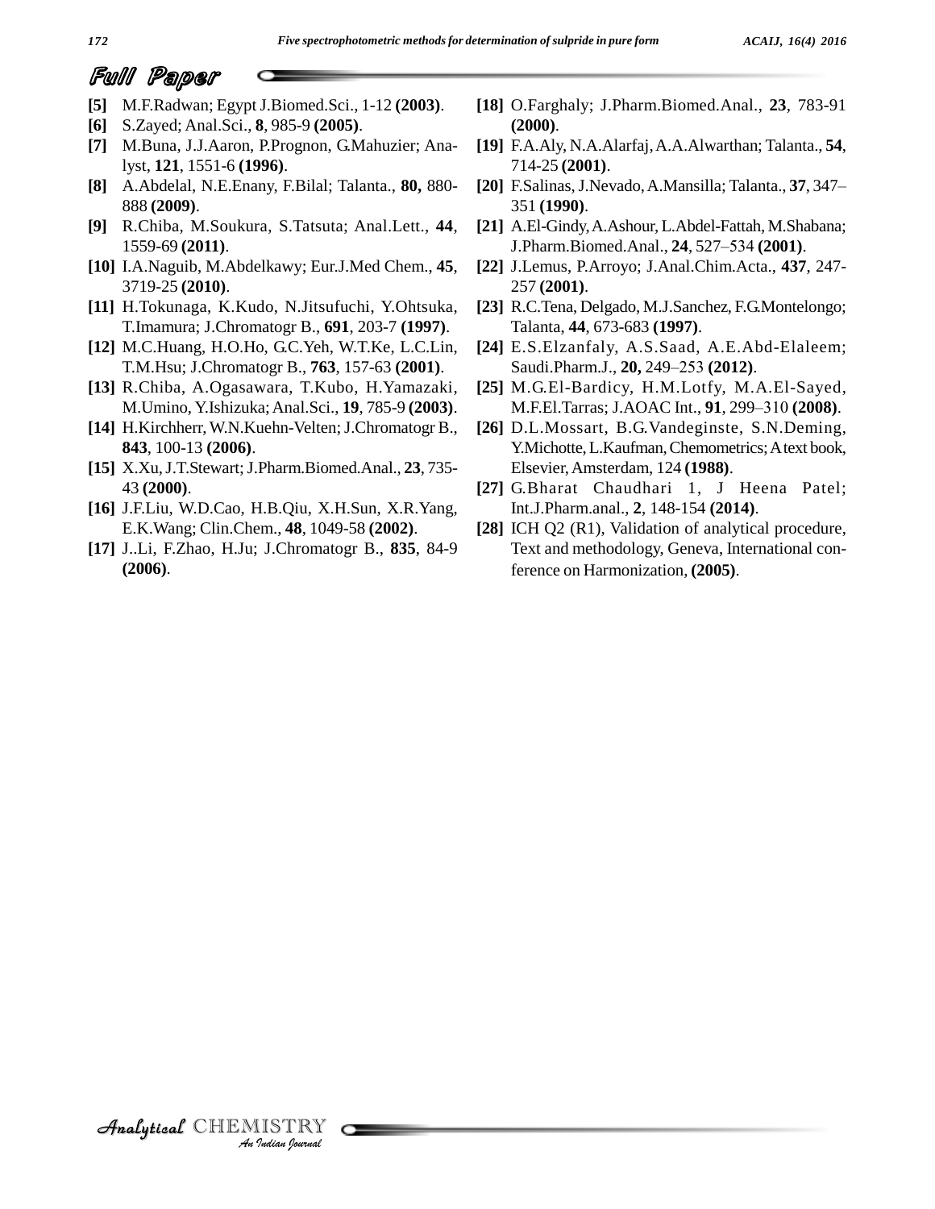**[5]** M.F.Radwan; Egypt J.Biomed.Sci., 1-12 **(2003)**.

**[6]** S.Zayed; Anal.Sci., **8**, 985-9 **(2005)**.

**[7]** M.Buna, J.J.Aaron, P.Prognon, G.Mahuzier; Analyst, **121**, 1551-6 **(1996)**.

**[8]** A.Abdelal, N.E.Enany, F.Bilal; Talanta., **80,** 880-888 **(2009)**.

**[9]** R.Chiba, M.Soukura, S.Tatsuta; Anal.Lett., **44**, 1559-69 **(2011)**.

**[10]** I.A.Naguib, M.Abdelkawy; Eur.J.Med Chem., **45**, 3719-25 **(2010)**.

**[11]** H.Tokunaga, K.Kudo, N.Jitsufuchi, Y.Ohtsuka, T.Imamura; J.Chromatogr B., **691**, 203-7 **(1997)**.

**[12]** M.C.Huang, H.O.Ho, G.C.Yeh, W.T.Ke, L.C.Lin, T.M.Hsu; J.Chromatogr B., **763**, 157-63 **(2001)**.

**[13]** R.Chiba, A.Ogasawara, T.Kubo, H.Yamazaki, M.Umino, Y.Ishizuka; Anal.Sci., **19**, 785-9 **(2003)**.

**[14]** H.Kirchherr, W.N.Kuehn-Velten; J.Chromatogr B., **843**, 100-13 **(2006)**.

**[15]** X.Xu, J.T.Stewart; J.Pharm.Biomed.Anal., **23**, 735-43 **(2000)**.

**[16]** J.F.Liu, W.D.Cao, H.B.Qiu, X.H.Sun, X.R.Yang, E.K.Wang; Clin.Chem., **48**, 1049-58 **(2002)**.

**[17]** J..Li, F.Zhao, H.Ju; J.Chromatogr B., **835**, 84-9 **(2006)**.

**[18]** O.Farghaly; J.Pharm.Biomed.Anal., **23**, 783-91 **(2000)**.

**[19]** F.A.Aly, N.A.Alarfaj, A.A.Alwarthan; Talanta., **54**, 714-25 **(2001)**.

**[20]** F.Salinas, J.Nevado, A.Mansilla; Talanta., **37**, 347–351 **(1990)**.

**[21]** A.El-Gindy, A.Ashour, L.Abdel-Fattah, M.Shabana; J.Pharm.Biomed.Anal., **24**, 527–534 **(2001)**.

**[22]** J.Lemus, P.Arroyo; J.Anal.Chim.Acta., **437**, 247-257 **(2001)**.

**[23]** R.C.Tena, Delgado, M.J.Sanchez, F.G.Montelongo; Talanta, **44**, 673-683 **(1997)**.

**[24]** E.S.Elzanfaly, A.S.Saad, A.E.Abd-Elaleem; Saudi.Pharm.J., **20,** 249–253 **(2012)**.

**[25]** M.G.El-Bardicy, H.M.Lotfy, M.A.El-Sayed, M.F.El.Tarras; J.AOAC Int., **91**, 299–310 **(2008)**.

**[26]** D.L.Mossart, B.G.Vandeginste, S.N.Deming, Y.Michotte, L.Kaufman, Chemometrics; A text book, Elsevier, Amsterdam, 124 **(1988)**.

**[27]** G.Bharat Chaudhari 1, J Heena Patel; Int.J.Pharm.anal., **2**, 148-154 **(2014)**.

**[28]** ICH Q2 (R1), Validation of analytical procedure, Text and methodology, Geneva, International conference on Harmonization, **(2005)**.